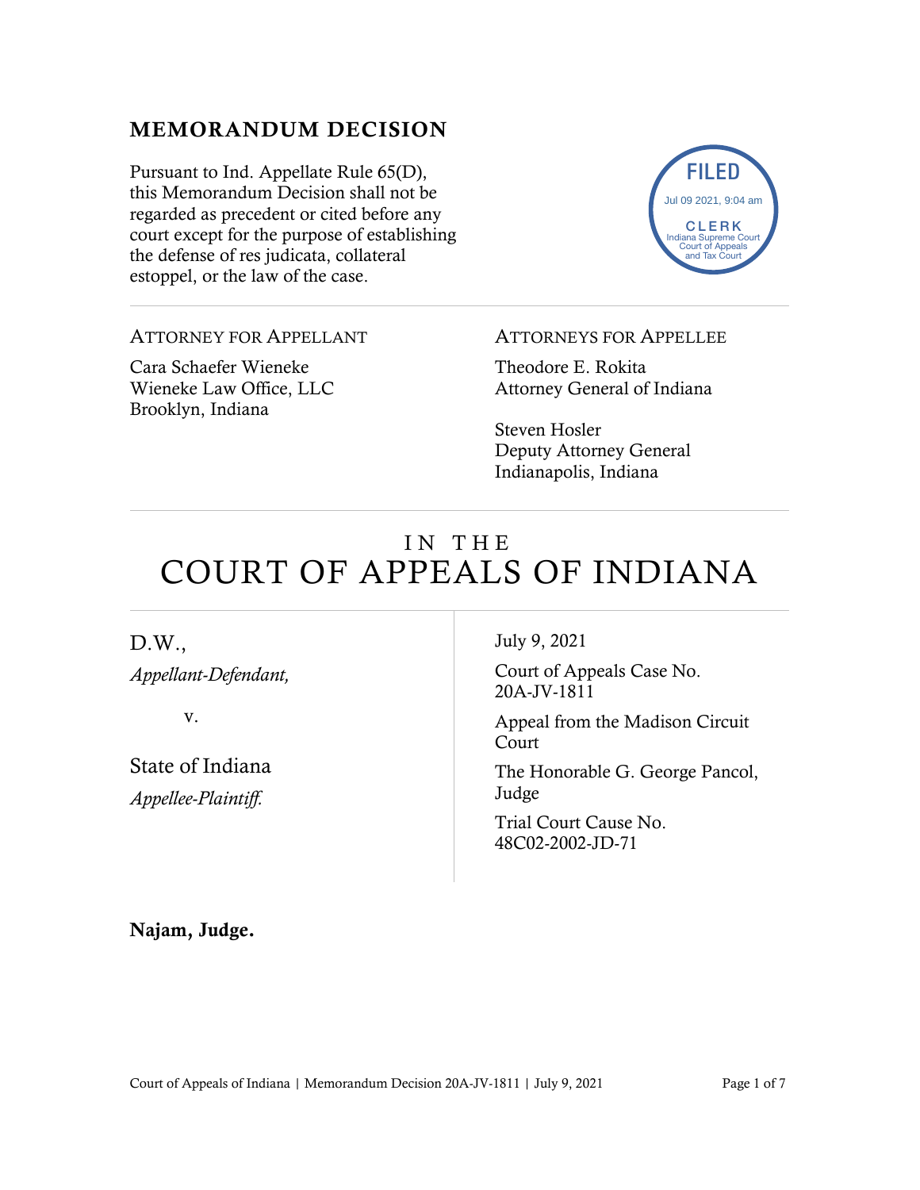## MEMORANDUM DECISION

Pursuant to Ind. Appellate Rule 65(D), this Memorandum Decision shall not be regarded as precedent or cited before any court except for the purpose of establishing the defense of res judicata, collateral estoppel, or the law of the case.

FILED
Jul 09 2021, 9:04 am
CLERK
Indiana Supreme Court
Court of Appeals
and Tax Court

ATTORNEY FOR APPELLANT

Cara Schaefer Wieneke
Wieneke Law Office, LLC
Brooklyn, Indiana

ATTORNEYS FOR APPELLEE

Theodore E. Rokita
Attorney General of Indiana

Steven Hosler
Deputy Attorney General
Indianapolis, Indiana

# IN THE COURT OF APPEALS OF INDIANA

D.W.,
*Appellant-Defendant,*

v.

State of Indiana
*Appellee-Plaintiff.*

July 9, 2021

Court of Appeals Case No. 20A-JV-1811

Appeal from the Madison Circuit Court

The Honorable G. George Pancol, Judge

Trial Court Cause No. 48C02-2002-JD-71

**Najam, Judge.**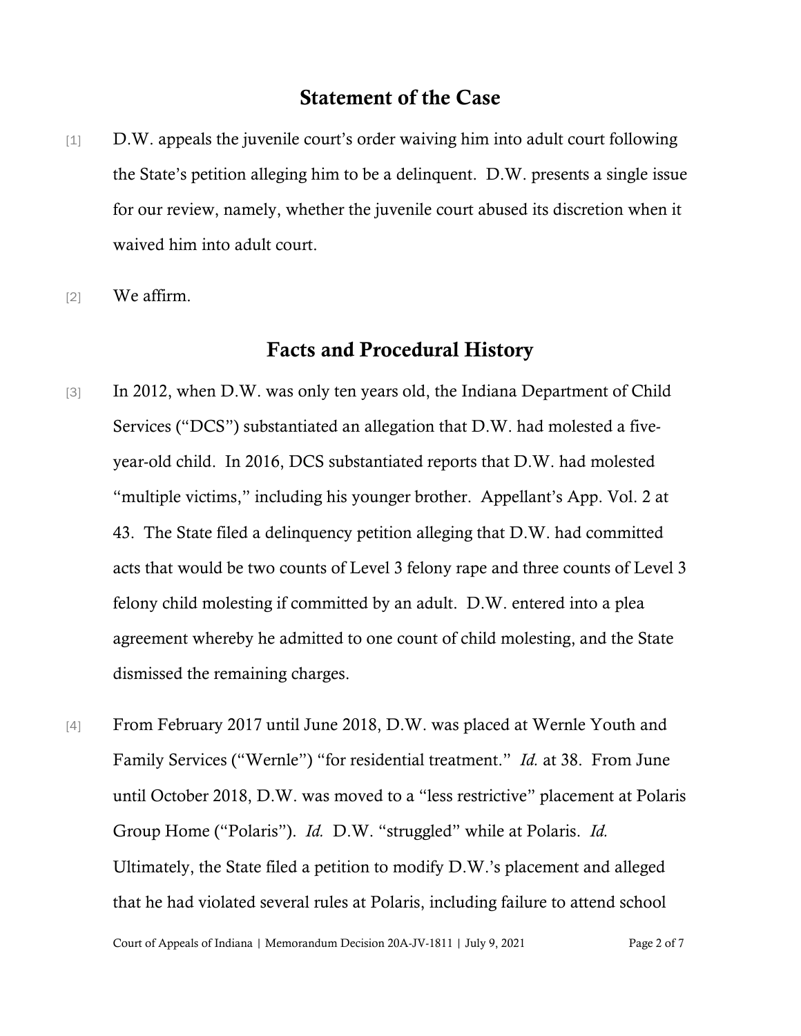## Statement of the Case

[1] D.W. appeals the juvenile court's order waiving him into adult court following the State's petition alleging him to be a delinquent. D.W. presents a single issue for our review, namely, whether the juvenile court abused its discretion when it waived him into adult court.

[2] We affirm.

## Facts and Procedural History

[3] In 2012, when D.W. was only ten years old, the Indiana Department of Child Services ("DCS") substantiated an allegation that D.W. had molested a five-year-old child. In 2016, DCS substantiated reports that D.W. had molested "multiple victims," including his younger brother. Appellant's App. Vol. 2 at 43. The State filed a delinquency petition alleging that D.W. had committed acts that would be two counts of Level 3 felony rape and three counts of Level 3 felony child molesting if committed by an adult. D.W. entered into a plea agreement whereby he admitted to one count of child molesting, and the State dismissed the remaining charges.

[4] From February 2017 until June 2018, D.W. was placed at Wernle Youth and Family Services ("Wernle") "for residential treatment." *Id.* at 38. From June until October 2018, D.W. was moved to a "less restrictive" placement at Polaris Group Home ("Polaris"). *Id.* D.W. "struggled" while at Polaris. *Id.* Ultimately, the State filed a petition to modify D.W.'s placement and alleged that he had violated several rules at Polaris, including failure to attend school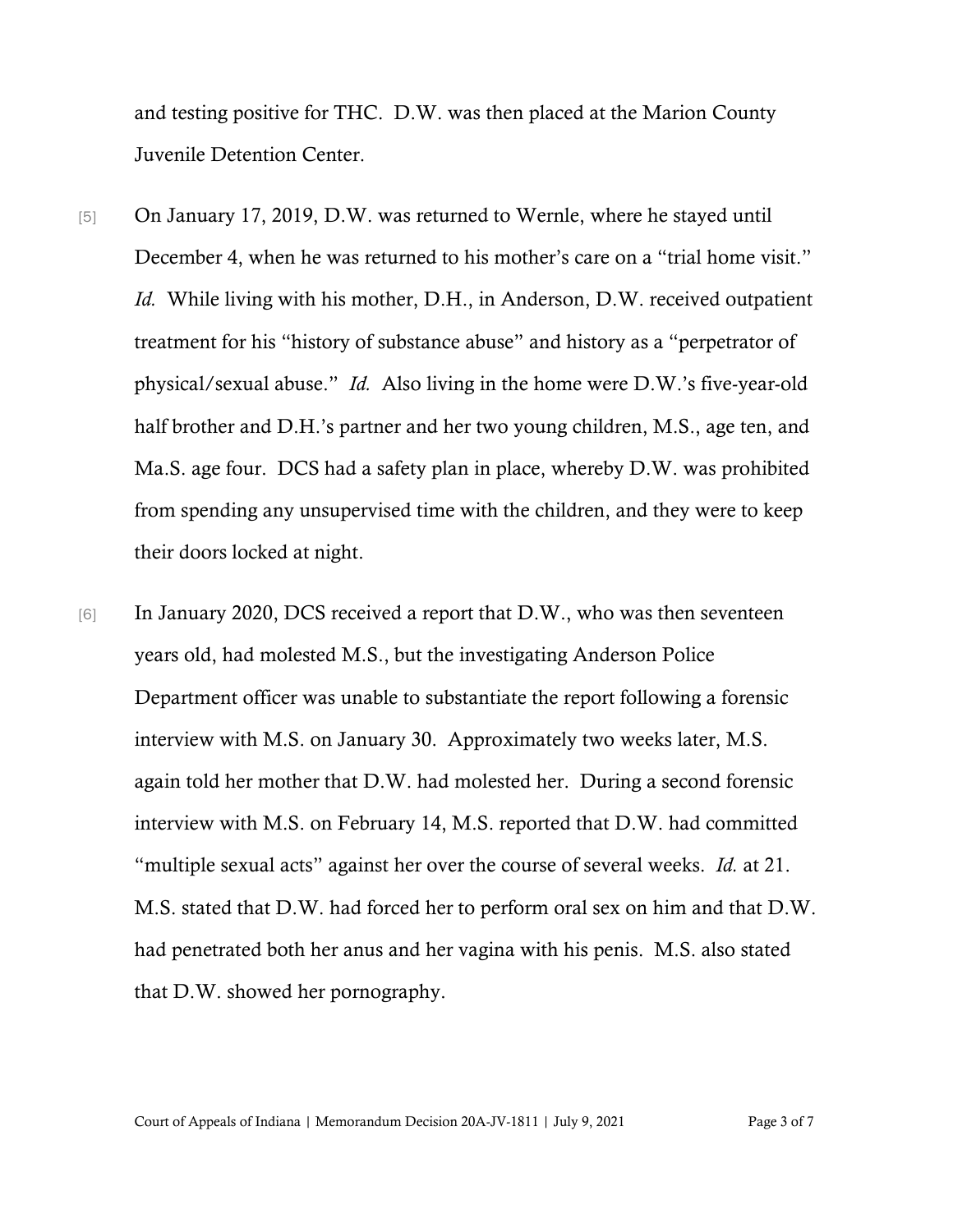and testing positive for THC. D.W. was then placed at the Marion County Juvenile Detention Center.

[5] On January 17, 2019, D.W. was returned to Wernle, where he stayed until December 4, when he was returned to his mother's care on a "trial home visit." *Id.* While living with his mother, D.H., in Anderson, D.W. received outpatient treatment for his "history of substance abuse" and history as a "perpetrator of physical/sexual abuse." *Id.* Also living in the home were D.W.'s five-year-old half brother and D.H.'s partner and her two young children, M.S., age ten, and Ma.S. age four. DCS had a safety plan in place, whereby D.W. was prohibited from spending any unsupervised time with the children, and they were to keep their doors locked at night.

[6] In January 2020, DCS received a report that D.W., who was then seventeen years old, had molested M.S., but the investigating Anderson Police Department officer was unable to substantiate the report following a forensic interview with M.S. on January 30. Approximately two weeks later, M.S. again told her mother that D.W. had molested her. During a second forensic interview with M.S. on February 14, M.S. reported that D.W. had committed "multiple sexual acts" against her over the course of several weeks. *Id.* at 21. M.S. stated that D.W. had forced her to perform oral sex on him and that D.W. had penetrated both her anus and her vagina with his penis. M.S. also stated that D.W. showed her pornography.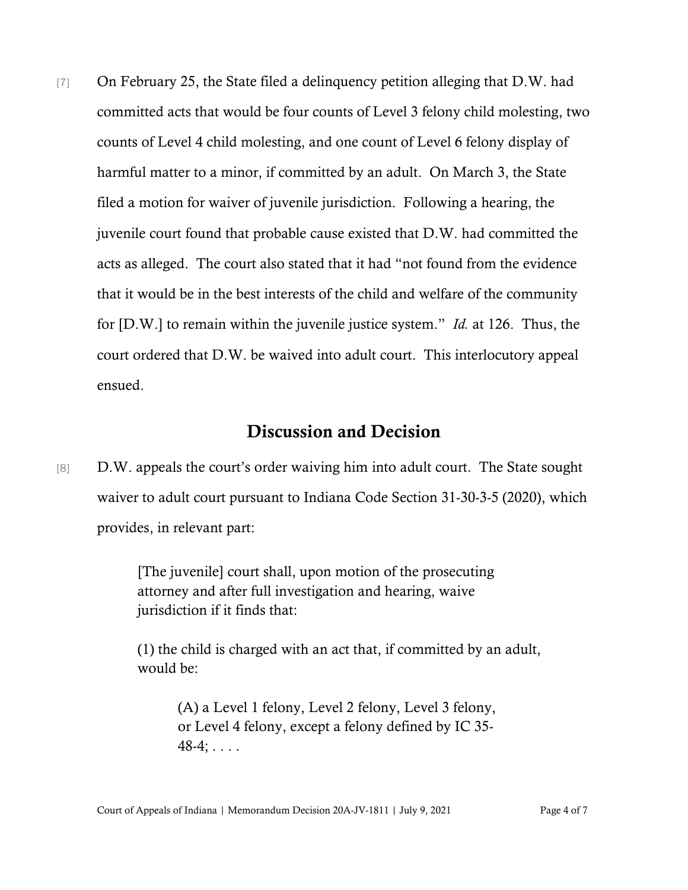[7] On February 25, the State filed a delinquency petition alleging that D.W. had committed acts that would be four counts of Level 3 felony child molesting, two counts of Level 4 child molesting, and one count of Level 6 felony display of harmful matter to a minor, if committed by an adult. On March 3, the State filed a motion for waiver of juvenile jurisdiction. Following a hearing, the juvenile court found that probable cause existed that D.W. had committed the acts as alleged. The court also stated that it had "not found from the evidence that it would be in the best interests of the child and welfare of the community for [D.W.] to remain within the juvenile justice system." *Id.* at 126. Thus, the court ordered that D.W. be waived into adult court. This interlocutory appeal ensued.

## Discussion and Decision

[8] D.W. appeals the court's order waiving him into adult court. The State sought waiver to adult court pursuant to Indiana Code Section 31-30-3-5 (2020), which provides, in relevant part:

> [The juvenile] court shall, upon motion of the prosecuting attorney and after full investigation and hearing, waive jurisdiction if it finds that:
>
> (1) the child is charged with an act that, if committed by an adult, would be:
>
> > (A) a Level 1 felony, Level 2 felony, Level 3 felony, or Level 4 felony, except a felony defined by IC 35-48-4; . . . .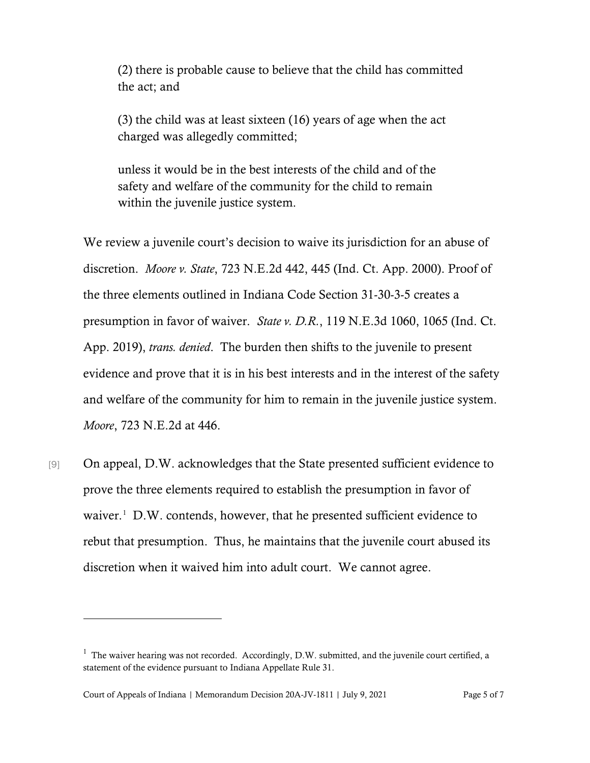> (2) there is probable cause to believe that the child has committed the act; and
>
> (3) the child was at least sixteen (16) years of age when the act charged was allegedly committed;
>
> unless it would be in the best interests of the child and of the safety and welfare of the community for the child to remain within the juvenile justice system.

We review a juvenile court's decision to waive its jurisdiction for an abuse of discretion. *Moore v. State*, 723 N.E.2d 442, 445 (Ind. Ct. App. 2000). Proof of the three elements outlined in Indiana Code Section 31-30-3-5 creates a presumption in favor of waiver. *State v. D.R.*, 119 N.E.3d 1060, 1065 (Ind. Ct. App. 2019), *trans. denied*. The burden then shifts to the juvenile to present evidence and prove that it is in his best interests and in the interest of the safety and welfare of the community for him to remain in the juvenile justice system. *Moore*, 723 N.E.2d at 446.

[9] On appeal, D.W. acknowledges that the State presented sufficient evidence to prove the three elements required to establish the presumption in favor of waiver.[1] D.W. contends, however, that he presented sufficient evidence to rebut that presumption. Thus, he maintains that the juvenile court abused its discretion when it waived him into adult court. We cannot agree.

---

[1] The waiver hearing was not recorded. Accordingly, D.W. submitted, and the juvenile court certified, a statement of the evidence pursuant to Indiana Appellate Rule 31.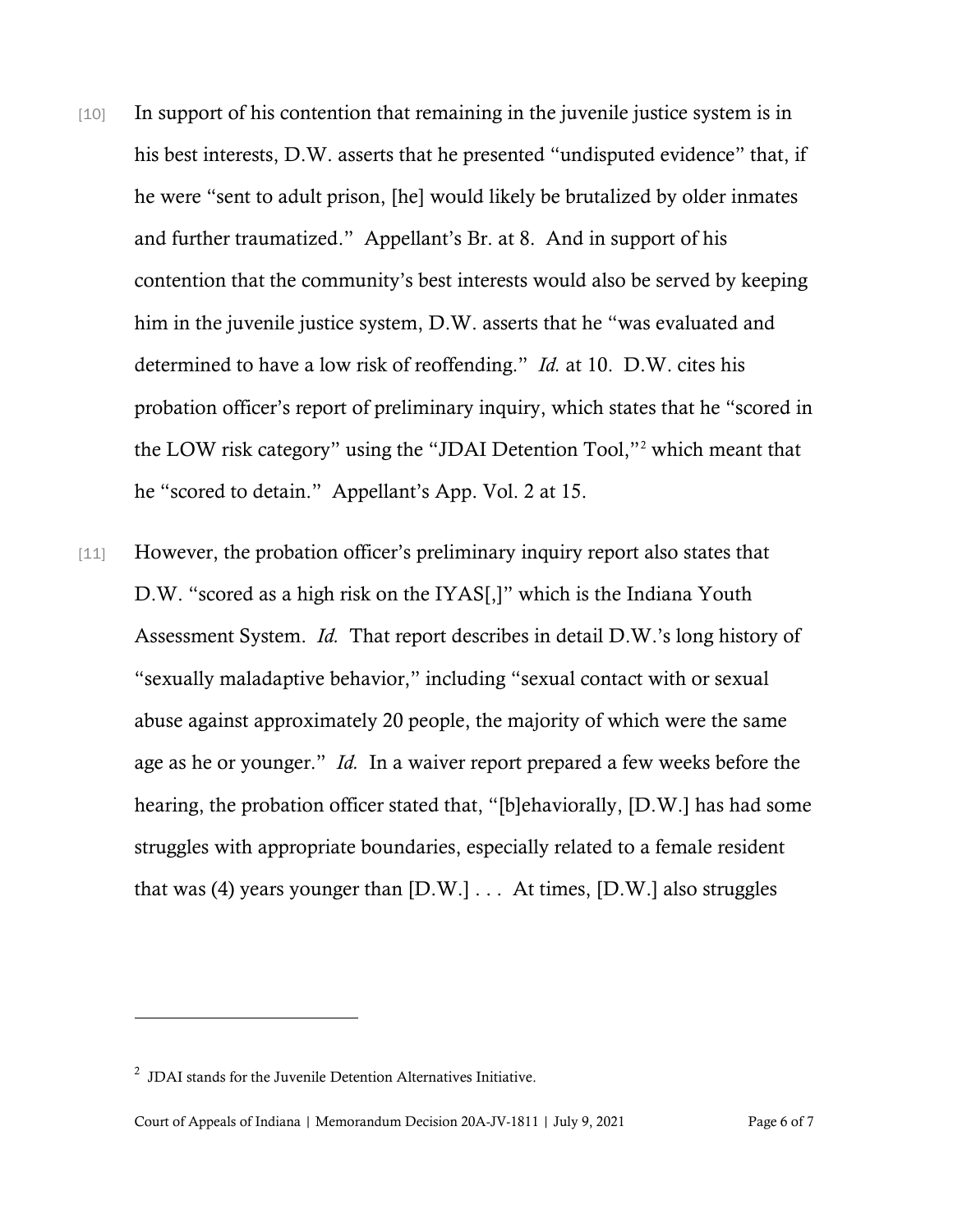[10] In support of his contention that remaining in the juvenile justice system is in his best interests, D.W. asserts that he presented "undisputed evidence" that, if he were "sent to adult prison, [he] would likely be brutalized by older inmates and further traumatized." Appellant's Br. at 8. And in support of his contention that the community's best interests would also be served by keeping him in the juvenile justice system, D.W. asserts that he "was evaluated and determined to have a low risk of reoffending." *Id.* at 10. D.W. cites his probation officer's report of preliminary inquiry, which states that he "scored in the LOW risk category" using the "JDAI Detention Tool,"[2] which meant that he "scored to detain." Appellant's App. Vol. 2 at 15.

[11] However, the probation officer's preliminary inquiry report also states that D.W. "scored as a high risk on the IYAS[,]" which is the Indiana Youth Assessment System. *Id.* That report describes in detail D.W.'s long history of "sexually maladaptive behavior," including "sexual contact with or sexual abuse against approximately 20 people, the majority of which were the same age as he or younger." *Id.* In a waiver report prepared a few weeks before the hearing, the probation officer stated that, "[b]ehaviorally, [D.W.] has had some struggles with appropriate boundaries, especially related to a female resident that was (4) years younger than [D.W.] . . . At times, [D.W.] also struggles

---

[2] JDAI stands for the Juvenile Detention Alternatives Initiative.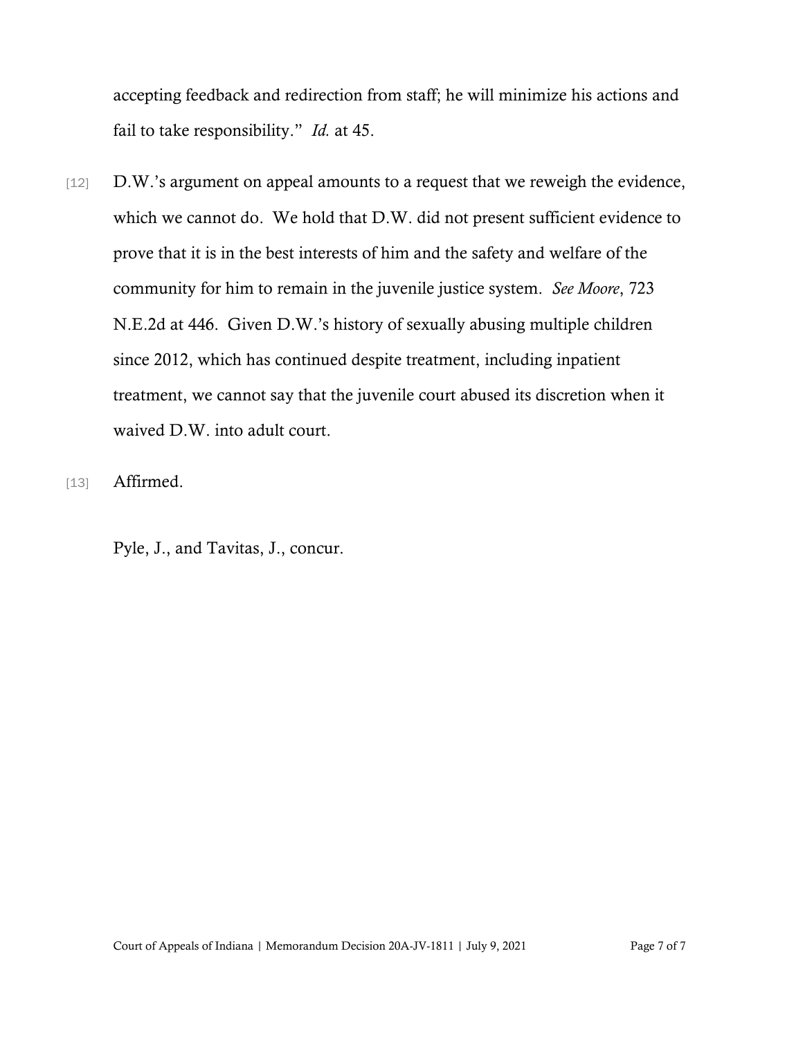accepting feedback and redirection from staff; he will minimize his actions and fail to take responsibility." *Id.* at 45.

[12] D.W.'s argument on appeal amounts to a request that we reweigh the evidence, which we cannot do. We hold that D.W. did not present sufficient evidence to prove that it is in the best interests of him and the safety and welfare of the community for him to remain in the juvenile justice system. *See Moore*, 723 N.E.2d at 446. Given D.W.'s history of sexually abusing multiple children since 2012, which has continued despite treatment, including inpatient treatment, we cannot say that the juvenile court abused its discretion when it waived D.W. into adult court.

[13] Affirmed.

Pyle, J., and Tavitas, J., concur.